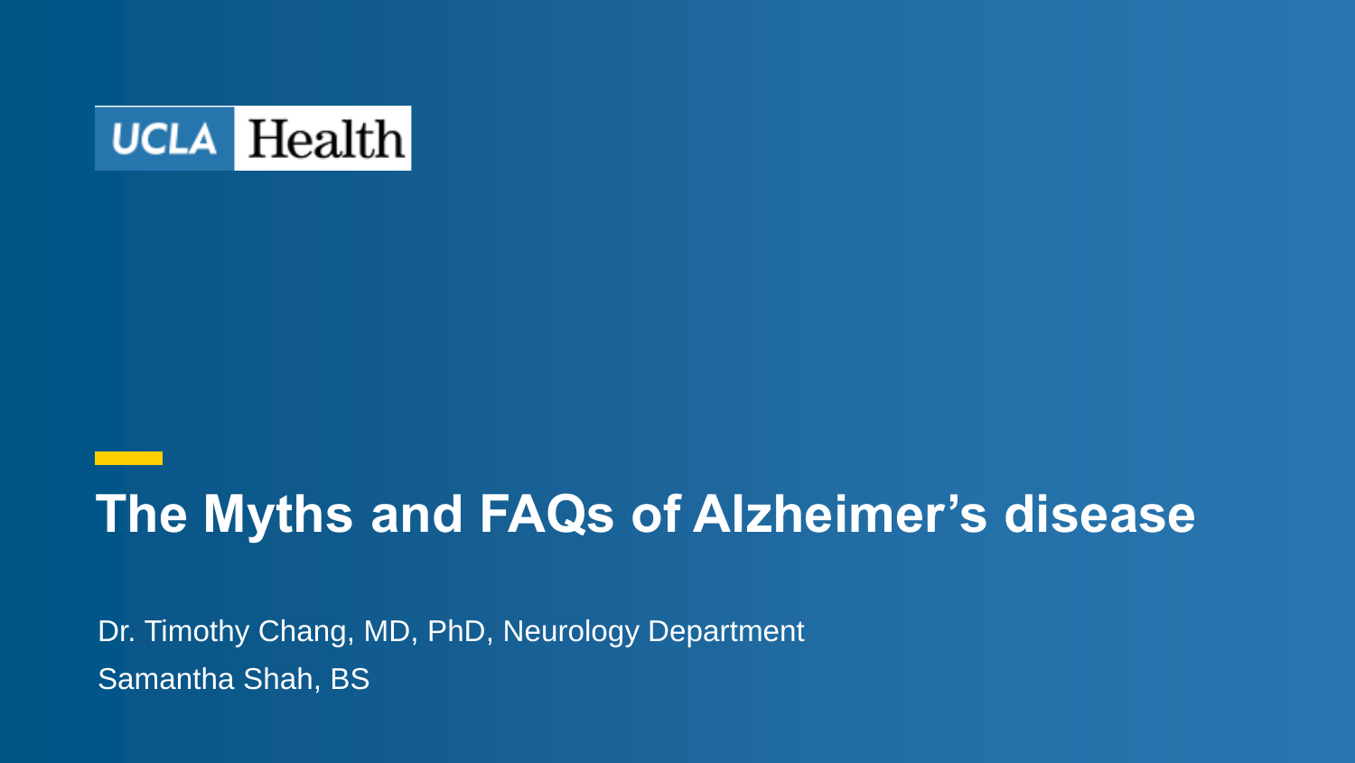UCLA Health

# The Myths and FAQs of Alzheimer's disease

Dr. Timothy Chang, MD, PhD, Neurology Department

Samantha Shah, BS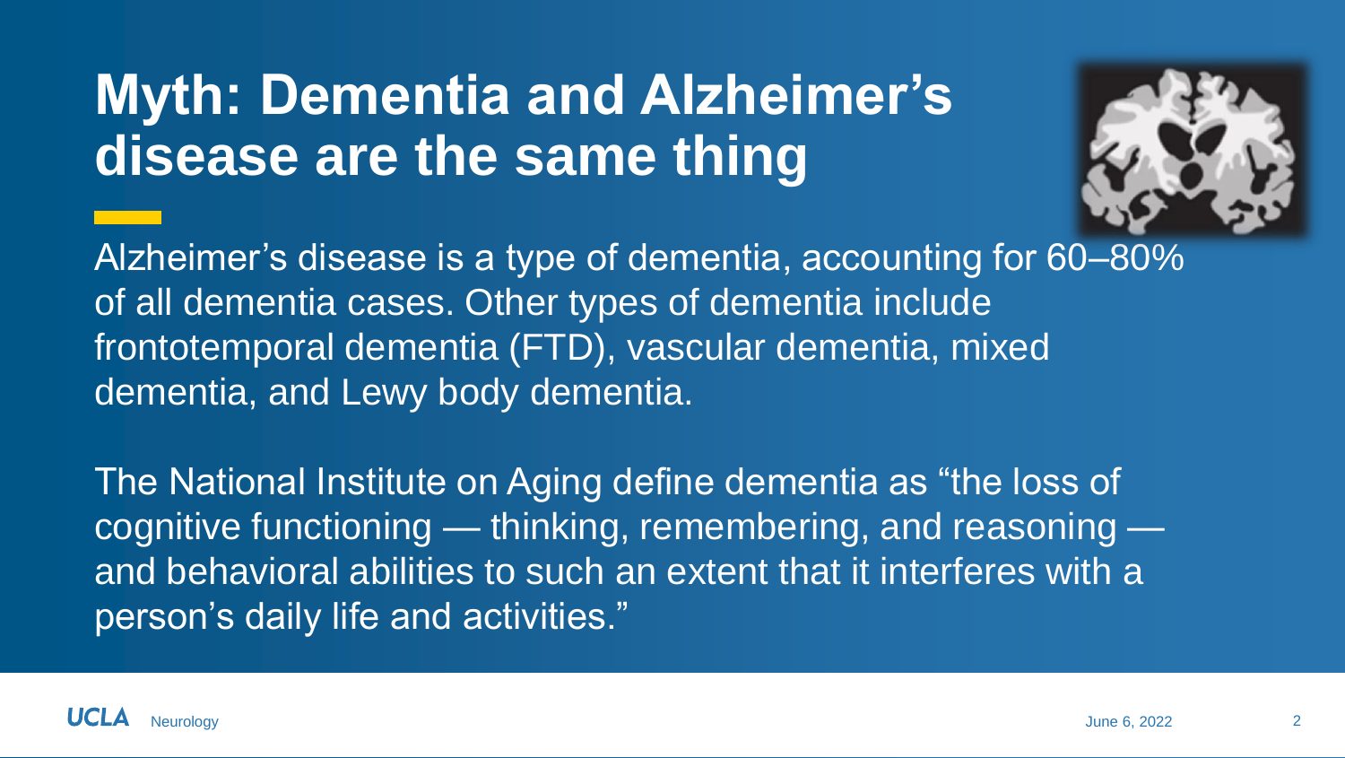# Myth: Dementia and Alzheimer's disease are the same thing

Alzheimer's disease is a type of dementia, accounting for 60–80% of all dementia cases. Other types of dementia include frontotemporal dementia (FTD), vascular dementia, mixed dementia, and Lewy body dementia.

The National Institute on Aging define dementia as "the loss of cognitive functioning — thinking, remembering, and reasoning — and behavioral abilities to such an extent that it interferes with a person's daily life and activities."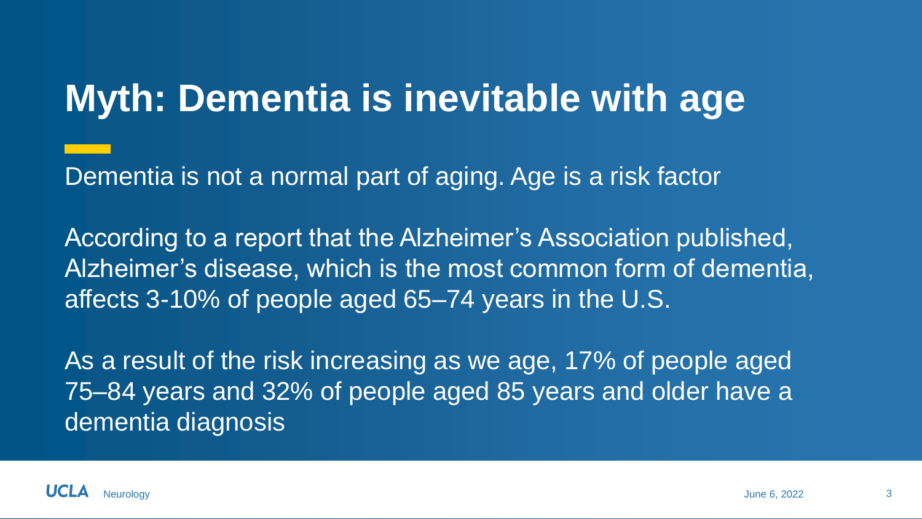# Myth: Dementia is inevitable with age

Dementia is not a normal part of aging. Age is a risk factor

According to a report that the Alzheimer's Association published, Alzheimer's disease, which is the most common form of dementia, affects 3-10% of people aged 65–74 years in the U.S.

As a result of the risk increasing as we age, 17% of people aged 75–84 years and 32% of people aged 85 years and older have a dementia diagnosis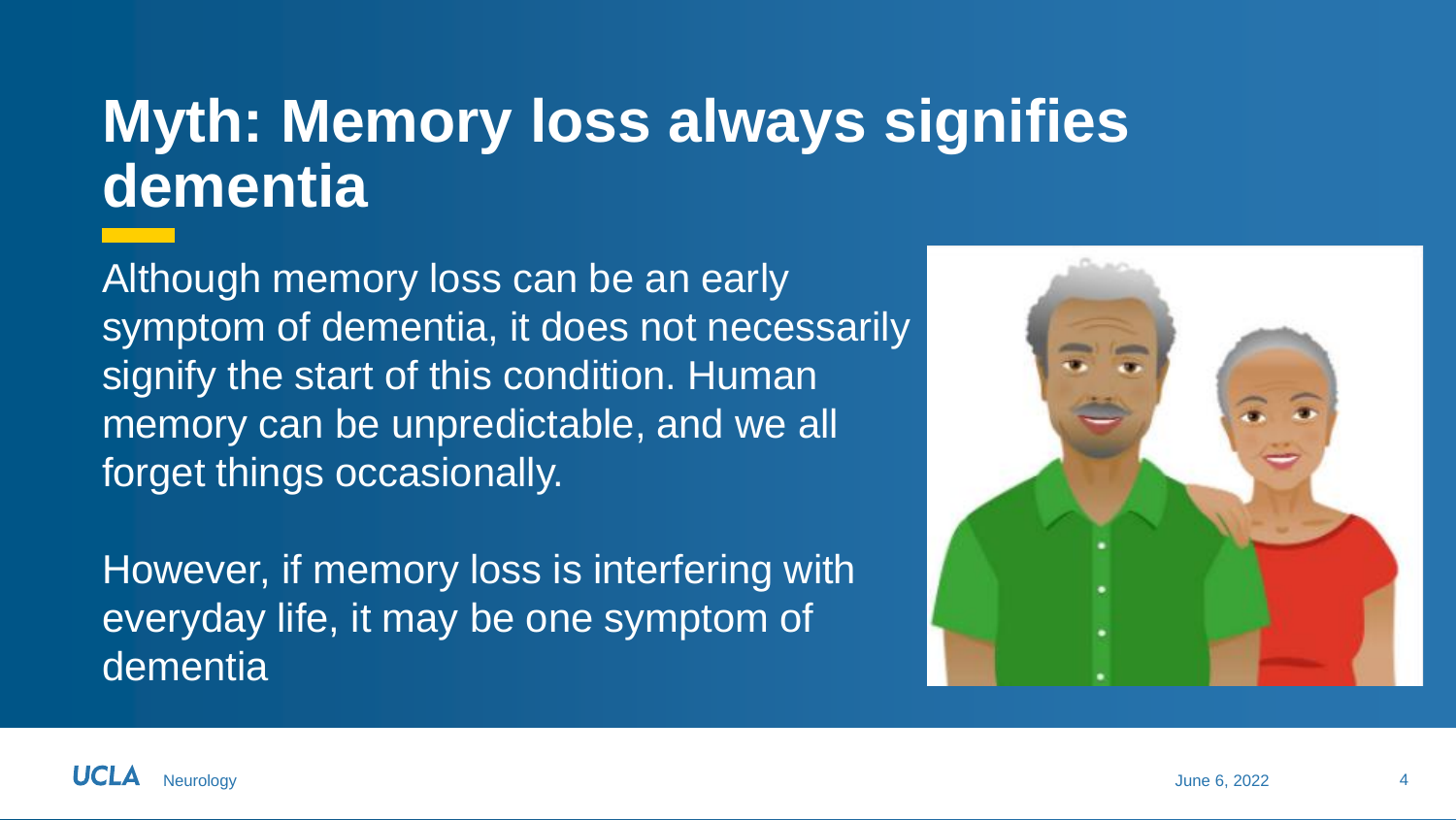# Myth: Memory loss always signifies dementia

Although memory loss can be an early symptom of dementia, it does not necessarily signify the start of this condition. Human memory can be unpredictable, and we all forget things occasionally.

However, if memory loss is interfering with everyday life, it may be one symptom of dementia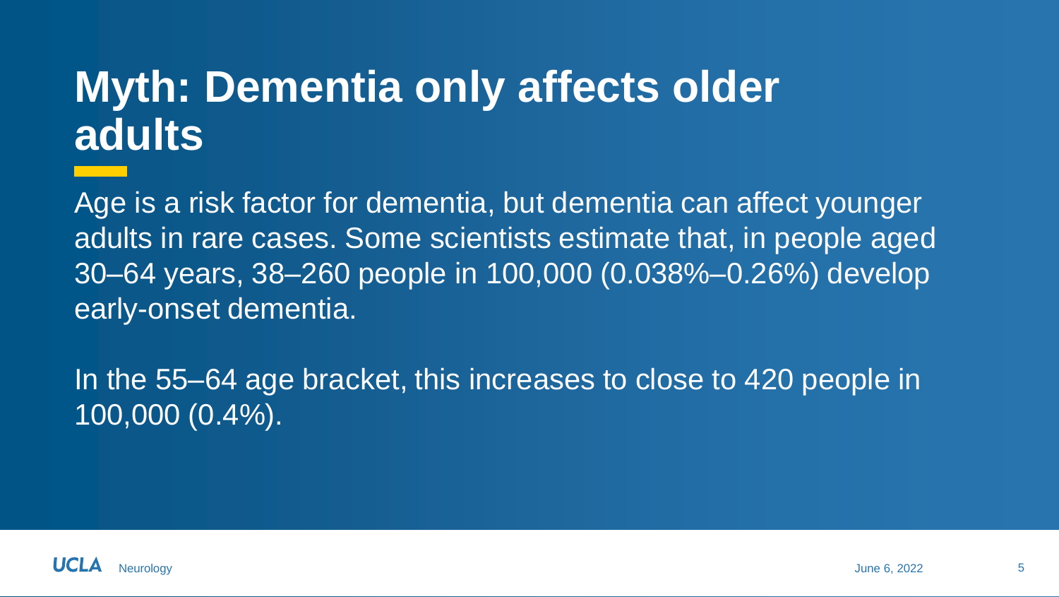# Myth: Dementia only affects older adults

Age is a risk factor for dementia, but dementia can affect younger adults in rare cases. Some scientists estimate that, in people aged 30–64 years, 38–260 people in 100,000 (0.038%–0.26%) develop early-onset dementia.

In the 55–64 age bracket, this increases to close to 420 people in 100,000 (0.4%).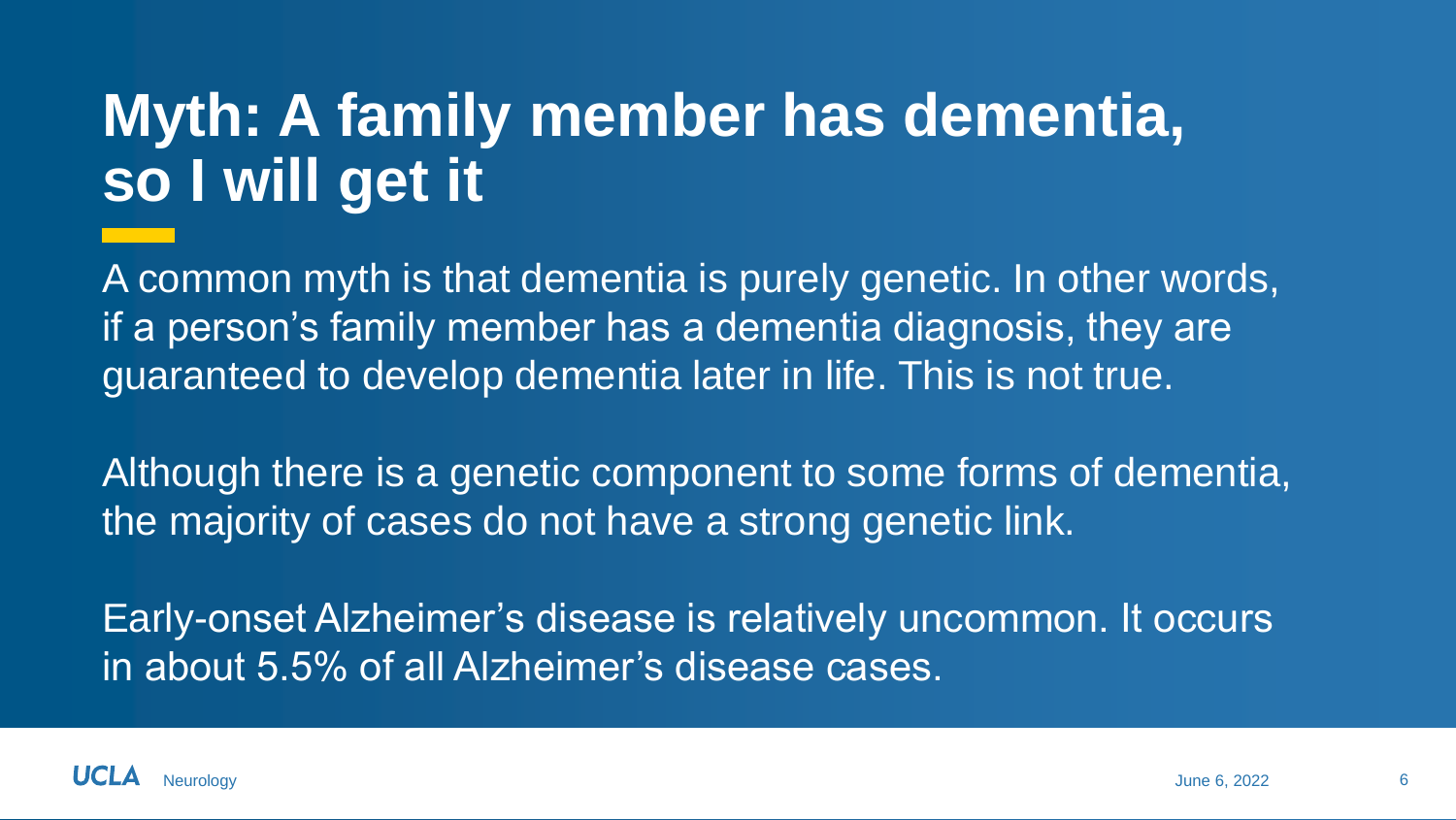# Myth: A family member has dementia, so I will get it

A common myth is that dementia is purely genetic. In other words, if a person's family member has a dementia diagnosis, they are guaranteed to develop dementia later in life. This is not true.

Although there is a genetic component to some forms of dementia, the majority of cases do not have a strong genetic link.

Early-onset Alzheimer's disease is relatively uncommon. It occurs in about 5.5% of all Alzheimer's disease cases.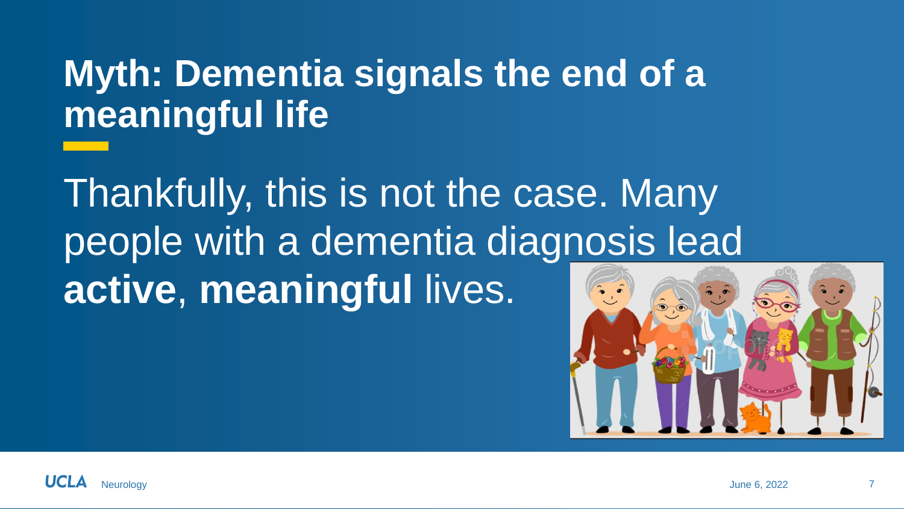# Myth: Dementia signals the end of a meaningful life

Thankfully, this is not the case. Many people with a dementia diagnosis lead **active**, **meaningful** lives.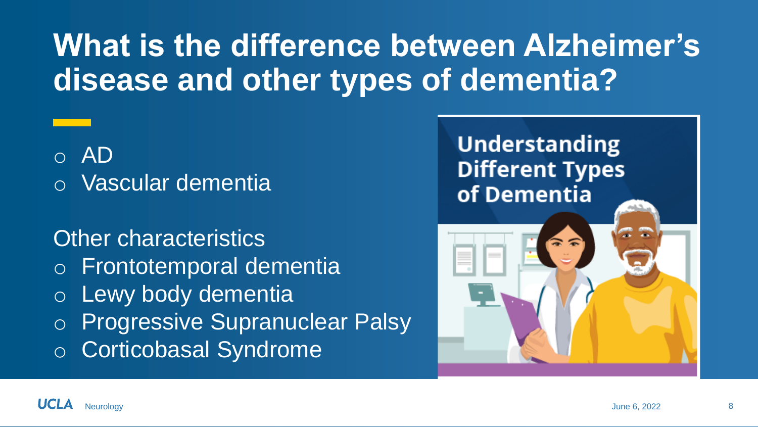# What is the difference between Alzheimer's disease and other types of dementia?

- AD
- Vascular dementia

Other characteristics

- Frontotemporal dementia
- Lewy body dementia
- Progressive Supranuclear Palsy
- Corticobasal Syndrome

Understanding Different Types of Dementia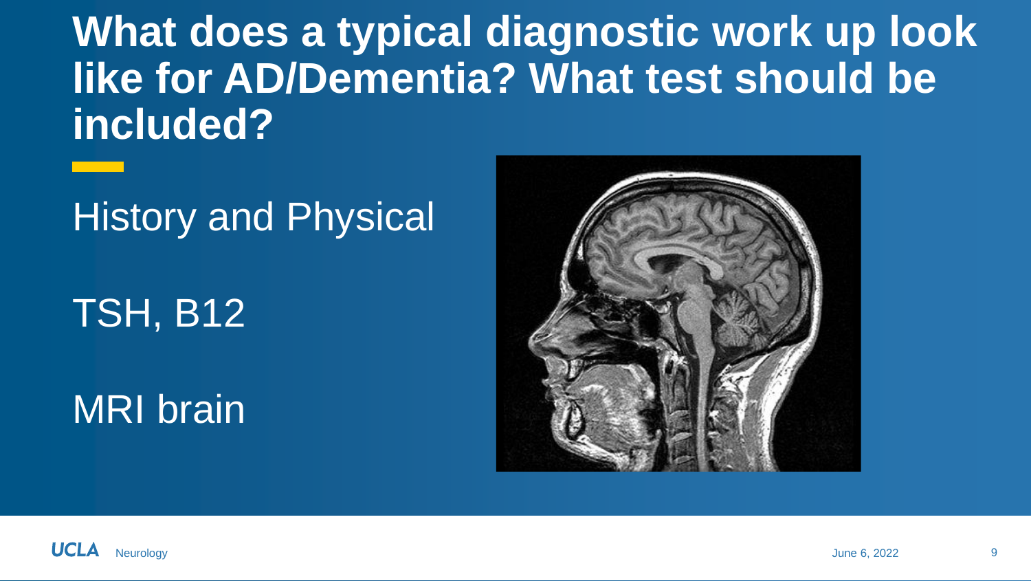# What does a typical diagnostic work up look like for AD/Dementia? What test should be included?

History and Physical

TSH, B12

MRI brain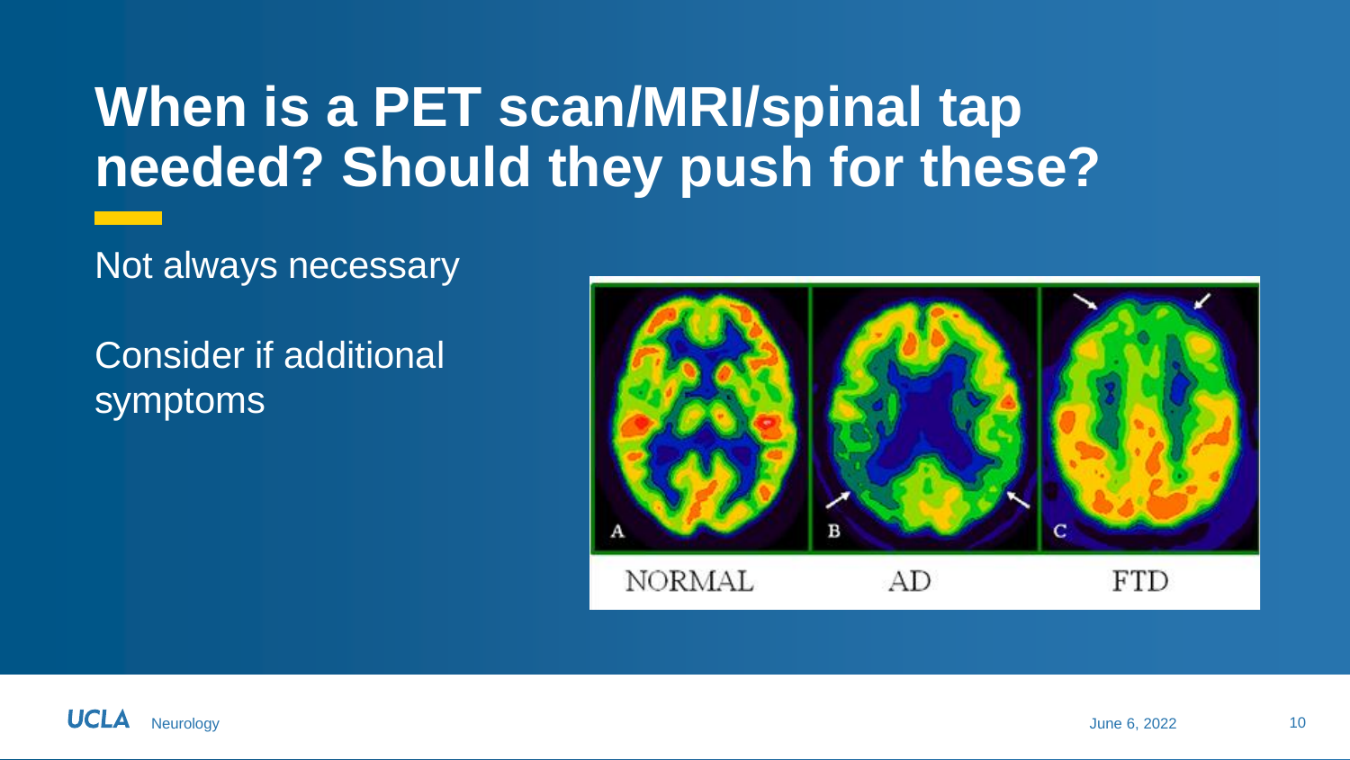# When is a PET scan/MRI/spinal tap needed? Should they push for these?

Not always necessary

Consider if additional symptoms

NORMAL AD FTD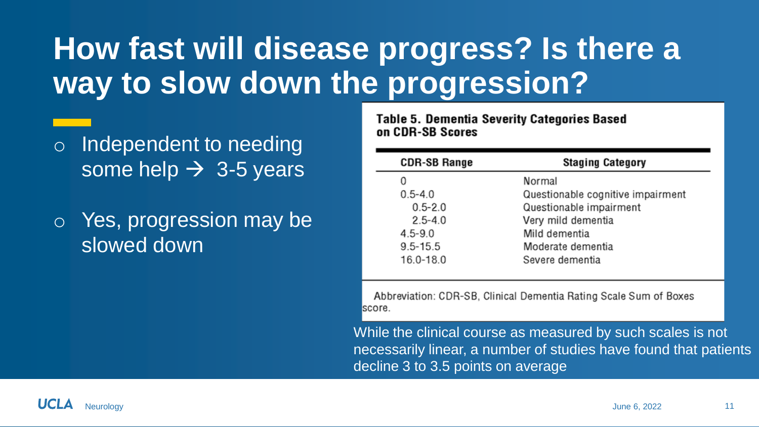# How fast will disease progress? Is there a way to slow down the progression?

- Independent to needing some help → 3-5 years
- Yes, progression may be slowed down

**Table 5. Dementia Severity Categories Based on CDR-SB Scores**

| CDR-SB Range | Staging Category |
|---|---|
| 0 | Normal |
| 0.5-4.0 | Questionable cognitive impairment |
| 0.5-2.0 | Questionable impairment |
| 2.5-4.0 | Very mild dementia |
| 4.5-9.0 | Mild dementia |
| 9.5-15.5 | Moderate dementia |
| 16.0-18.0 | Severe dementia |

Abbreviation: CDR-SB, Clinical Dementia Rating Scale Sum of Boxes score.

While the clinical course as measured by such scales is not necessarily linear, a number of studies have found that patients decline 3 to 3.5 points on average

UCLA Neurology

June 6, 2022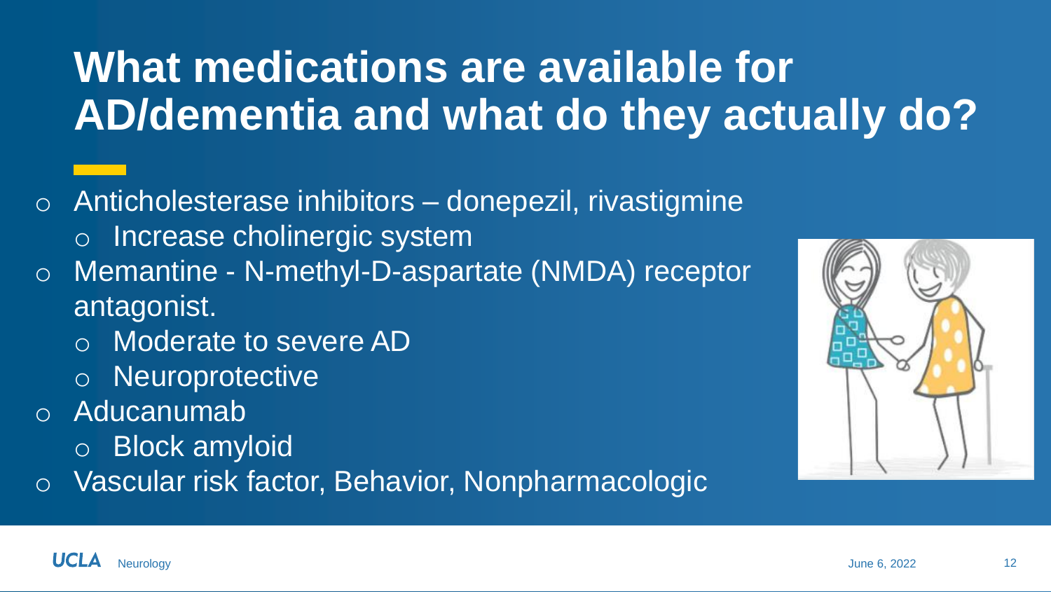# What medications are available for AD/dementia and what do they actually do?

- Anticholesterase inhibitors – donepezil, rivastigmine
  - Increase cholinergic system
- Memantine - N-methyl-D-aspartate (NMDA) receptor antagonist.
  - Moderate to severe AD
  - Neuroprotective
- Aducanumab
  - Block amyloid
- Vascular risk factor, Behavior, Nonpharmacologic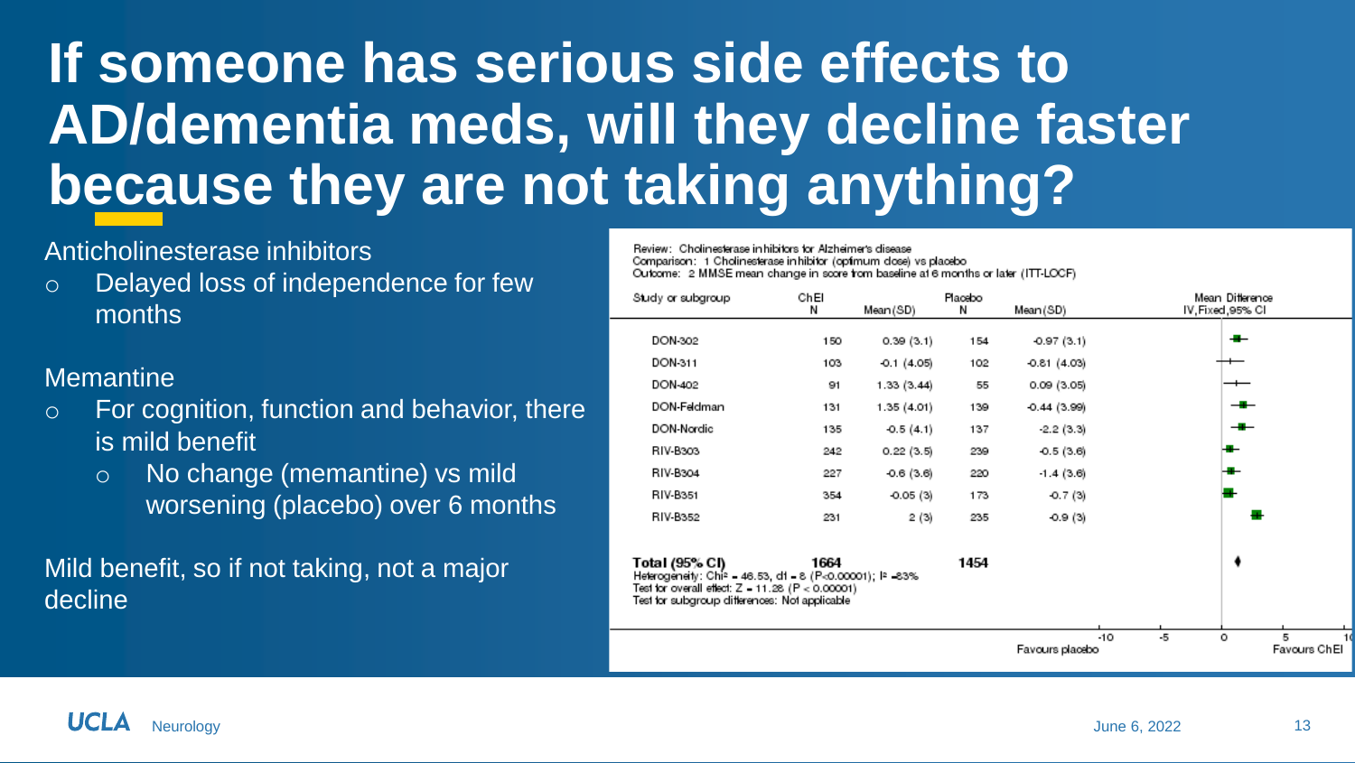# If someone has serious side effects to AD/dementia meds, will they decline faster because they are not taking anything?

Anticholinesterase inhibitors

- Delayed loss of independence for few months

Memantine

- For cognition, function and behavior, there is mild benefit
  - No change (memantine) vs mild worsening (placebo) over 6 months

Mild benefit, so if not taking, not a major decline

Review: Cholinesterase inhibitors for Alzheimer's disease
Comparison: 1 Cholinesterase inhibitor (optimum dose) vs placebo
Outcome: 2 MMSE mean change in score from baseline at 6 months or later (ITT-LOCF)

| Study or subgroup | ChEI N | ChEI Mean (SD) | Placebo N | Placebo Mean (SD) | Mean Difference IV,Fixed,95% CI |
|---|---|---|---|---|---|
| DON-302 | 150 | 0.39 (3.1) | 154 | -0.97 (3.1) | |
| DON-311 | 103 | -0.1 (4.05) | 102 | -0.81 (4.03) | |
| DON-402 | 91 | 1.33 (3.44) | 55 | 0.09 (3.05) | |
| DON-Feldman | 131 | 1.35 (4.01) | 139 | -0.44 (3.99) | |
| DON-Nordic | 135 | -0.5 (4.1) | 137 | -2.2 (3.3) | |
| RIV-B303 | 242 | 0.22 (3.5) | 239 | -0.5 (3.6) | |
| RIV-B304 | 227 | -0.6 (3.6) | 220 | -1.4 (3.6) | |
| RIV-B351 | 354 | -0.05 (3) | 173 | -0.7 (3) | |
| RIV-B352 | 231 | 2 (3) | 235 | -0.9 (3) | |
| **Total (95% CI)** | **1664** | | **1454** | | |

Heterogeneity: $Chi^2 = 46.53$, df = 8 ($P<0.00001$); $I^2 = 83\%$
Test for overall effect: $Z = 11.28$ ($P < 0.00001$)
Test for subgroup differences: Not applicable

-10 -5 0 5 10
Favours placebo Favours ChEI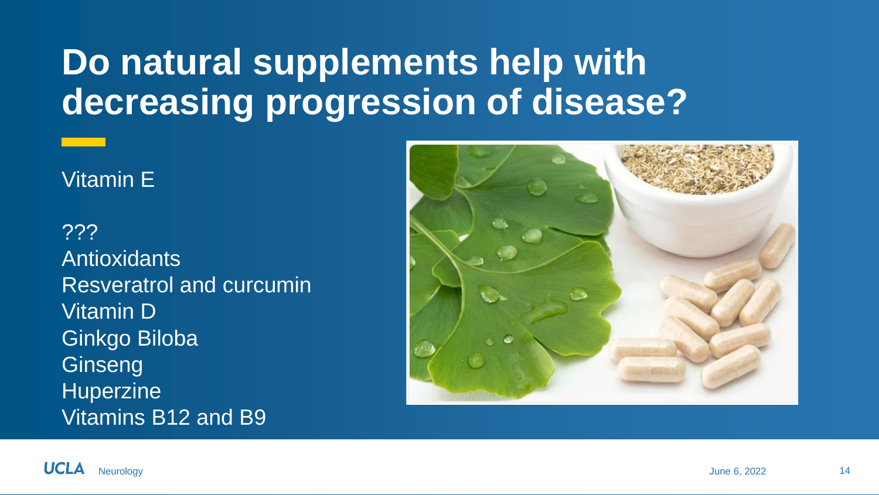# Do natural supplements help with decreasing progression of disease?

Vitamin E

???
Antioxidants
Resveratrol and curcumin
Vitamin D
Ginkgo Biloba
Ginseng
Huperzine
Vitamins B12 and B9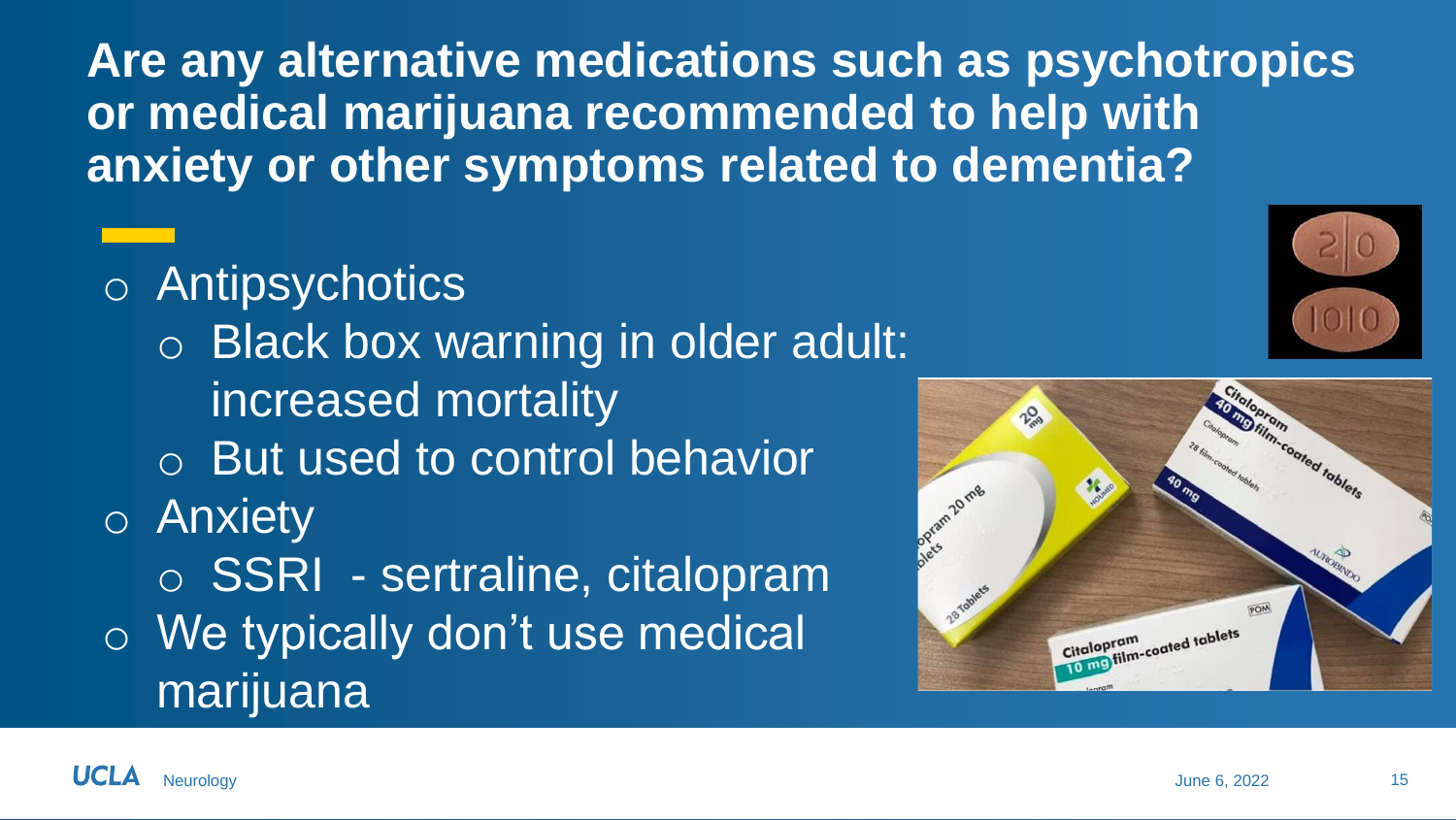# Are any alternative medications such as psychotropics or medical marijuana recommended to help with anxiety or other symptoms related to dementia?

- Antipsychotics
  - Black box warning in older adult: increased mortality
  - But used to control behavior
- Anxiety
  - SSRI - sertraline, citalopram
- We typically don't use medical marijuana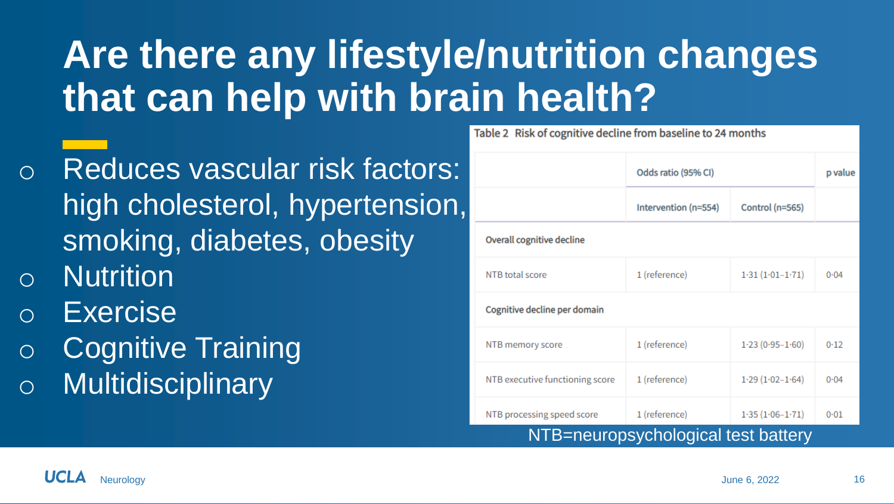# Are there any lifestyle/nutrition changes that can help with brain health?

- Reduces vascular risk factors: high cholesterol, hypertension, smoking, diabetes, obesity
- Nutrition
- Exercise
- Cognitive Training
- Multidisciplinary

Table 2 Risk of cognitive decline from baseline to 24 months

| | Odds ratio (95% CI) | | p value |
|---|---|---|---|
| | Intervention (n=554) | Control (n=565) | |
| **Overall cognitive decline** | | | |
| NTB total score | 1 (reference) | 1·31 (1·01–1·71) | 0·04 |
| **Cognitive decline per domain** | | | |
| NTB memory score | 1 (reference) | 1·23 (0·95–1·60) | 0·12 |
| NTB executive functioning score | 1 (reference) | 1·29 (1·02–1·64) | 0·04 |
| NTB processing speed score | 1 (reference) | 1·35 (1·06–1·71) | 0·01 |

NTB=neuropsychological test battery

UCLA Neurology

June 6, 2022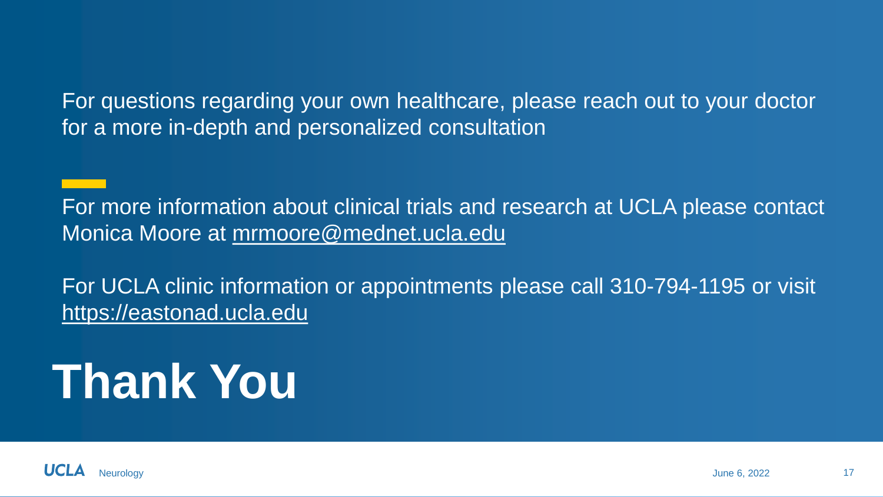For questions regarding your own healthcare, please reach out to your doctor for a more in-depth and personalized consultation

For more information about clinical trials and research at UCLA please contact Monica Moore at mrmoore@mednet.ucla.edu

For UCLA clinic information or appointments please call 310-794-1195 or visit https://eastonad.ucla.edu

# Thank You